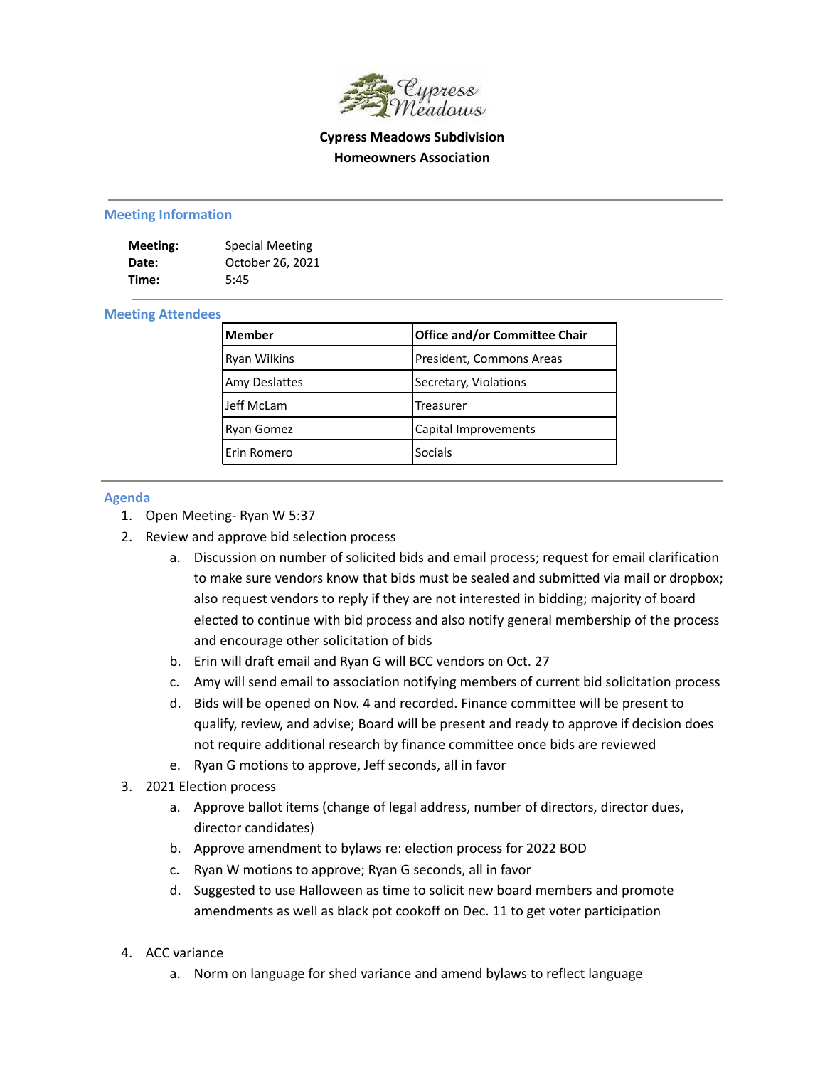**Cypress Meadows Subdivision**
**Homeowners Association**

---

## Meeting Information

**Meeting:** Special Meeting
**Date:** October 26, 2021
**Time:** 5:45

---

## Meeting Attendees

| Member | Office and/or Committee Chair |
|---|---|
| Ryan Wilkins | President, Commons Areas |
| Amy Deslattes | Secretary, Violations |
| Jeff McLam | Treasurer |
| Ryan Gomez | Capital Improvements |
| Erin Romero | Socials |

---

## Agenda

1. Open Meeting- Ryan W 5:37
2. Review and approve bid selection process
    a. Discussion on number of solicited bids and email process; request for email clarification to make sure vendors know that bids must be sealed and submitted via mail or dropbox; also request vendors to reply if they are not interested in bidding; majority of board elected to continue with bid process and also notify general membership of the process and encourage other solicitation of bids
    b. Erin will draft email and Ryan G will BCC vendors on Oct. 27
    c. Amy will send email to association notifying members of current bid solicitation process
    d. Bids will be opened on Nov. 4 and recorded. Finance committee will be present to qualify, review, and advise; Board will be present and ready to approve if decision does not require additional research by finance committee once bids are reviewed
    e. Ryan G motions to approve, Jeff seconds, all in favor
3. 2021 Election process
    a. Approve ballot items (change of legal address, number of directors, director dues, director candidates)
    b. Approve amendment to bylaws re: election process for 2022 BOD
    c. Ryan W motions to approve; Ryan G seconds, all in favor
    d. Suggested to use Halloween as time to solicit new board members and promote amendments as well as black pot cookoff on Dec. 11 to get voter participation
4. ACC variance
    a. Norm on language for shed variance and amend bylaws to reflect language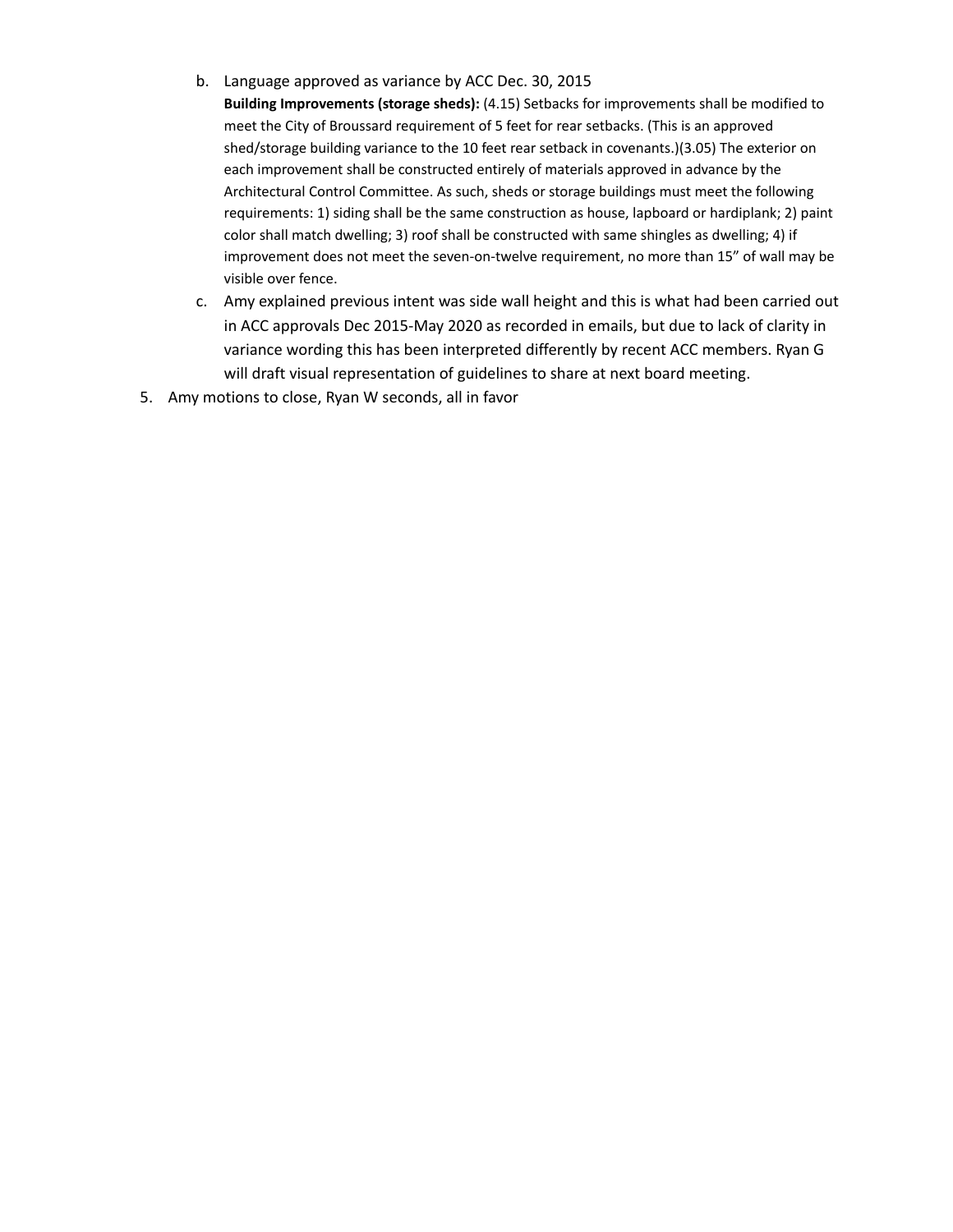b. Language approved as variance by ACC Dec. 30, 2015

      **Building Improvements (storage sheds):** (4.15) Setbacks for improvements shall be modified to meet the City of Broussard requirement of 5 feet for rear setbacks. (This is an approved shed/storage building variance to the 10 feet rear setback in covenants.)(3.05) The exterior on each improvement shall be constructed entirely of materials approved in advance by the Architectural Control Committee. As such, sheds or storage buildings must meet the following requirements: 1) siding shall be the same construction as house, lapboard or hardiplank; 2) paint color shall match dwelling; 3) roof shall be constructed with same shingles as dwelling; 4) if improvement does not meet the seven-on-twelve requirement, no more than 15" of wall may be visible over fence.

   c. Amy explained previous intent was side wall height and this is what had been carried out in ACC approvals Dec 2015-May 2020 as recorded in emails, but due to lack of clarity in variance wording this has been interpreted differently by recent ACC members. Ryan G will draft visual representation of guidelines to share at next board meeting.

5. Amy motions to close, Ryan W seconds, all in favor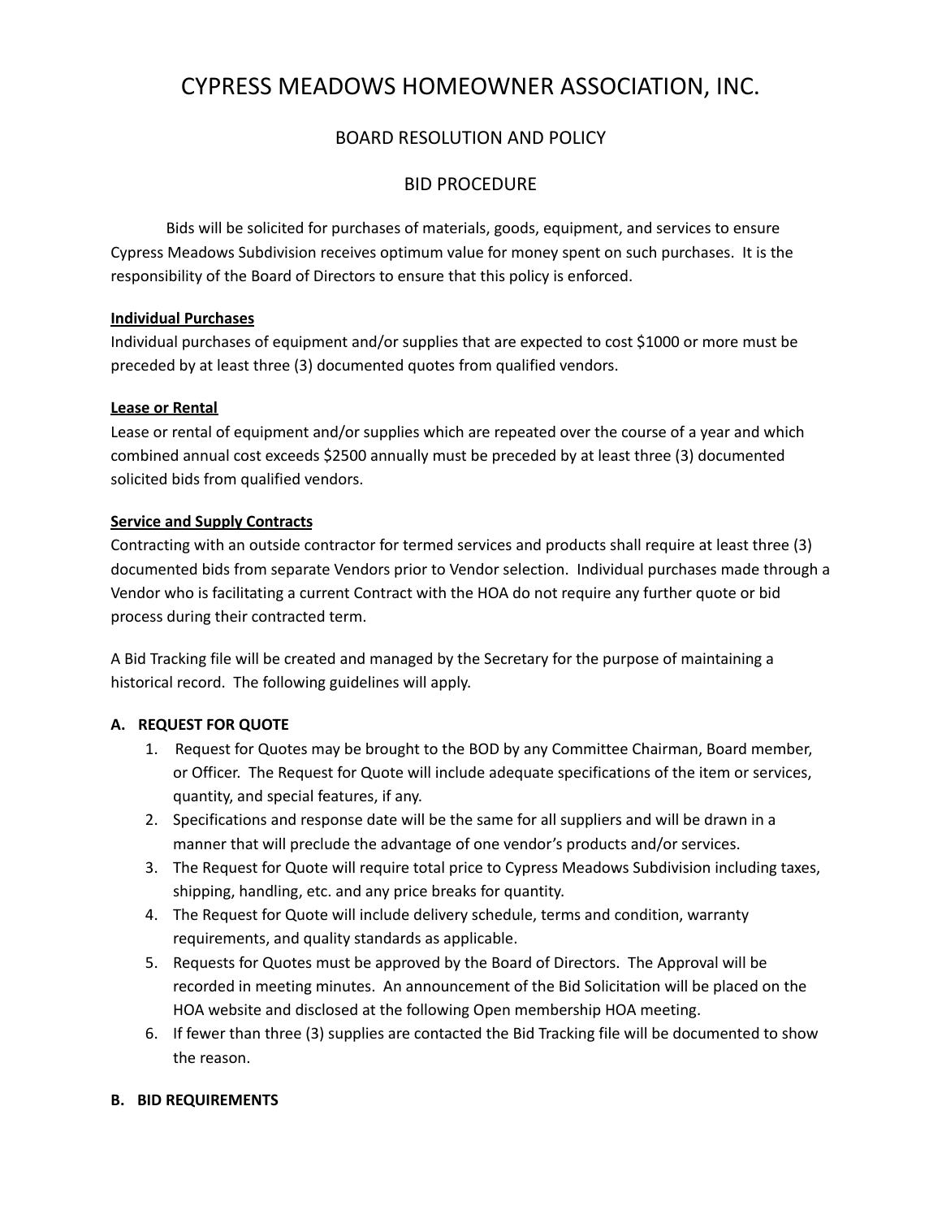# CYPRESS MEADOWS HOMEOWNER ASSOCIATION, INC.

## BOARD RESOLUTION AND POLICY

## BID PROCEDURE

Bids will be solicited for purchases of materials, goods, equipment, and services to ensure Cypress Meadows Subdivision receives optimum value for money spent on such purchases. It is the responsibility of the Board of Directors to ensure that this policy is enforced.

**Individual Purchases**

Individual purchases of equipment and/or supplies that are expected to cost $1000 or more must be preceded by at least three (3) documented quotes from qualified vendors.

**Lease or Rental**

Lease or rental of equipment and/or supplies which are repeated over the course of a year and which combined annual cost exceeds $2500 annually must be preceded by at least three (3) documented solicited bids from qualified vendors.

**Service and Supply Contracts**

Contracting with an outside contractor for termed services and products shall require at least three (3) documented bids from separate Vendors prior to Vendor selection. Individual purchases made through a Vendor who is facilitating a current Contract with the HOA do not require any further quote or bid process during their contracted term.

A Bid Tracking file will be created and managed by the Secretary for the purpose of maintaining a historical record. The following guidelines will apply.

**A. REQUEST FOR QUOTE**

1. Request for Quotes may be brought to the BOD by any Committee Chairman, Board member, or Officer. The Request for Quote will include adequate specifications of the item or services, quantity, and special features, if any.
2. Specifications and response date will be the same for all suppliers and will be drawn in a manner that will preclude the advantage of one vendor's products and/or services.
3. The Request for Quote will require total price to Cypress Meadows Subdivision including taxes, shipping, handling, etc. and any price breaks for quantity.
4. The Request for Quote will include delivery schedule, terms and condition, warranty requirements, and quality standards as applicable.
5. Requests for Quotes must be approved by the Board of Directors. The Approval will be recorded in meeting minutes. An announcement of the Bid Solicitation will be placed on the HOA website and disclosed at the following Open membership HOA meeting.
6. If fewer than three (3) supplies are contacted the Bid Tracking file will be documented to show the reason.

**B. BID REQUIREMENTS**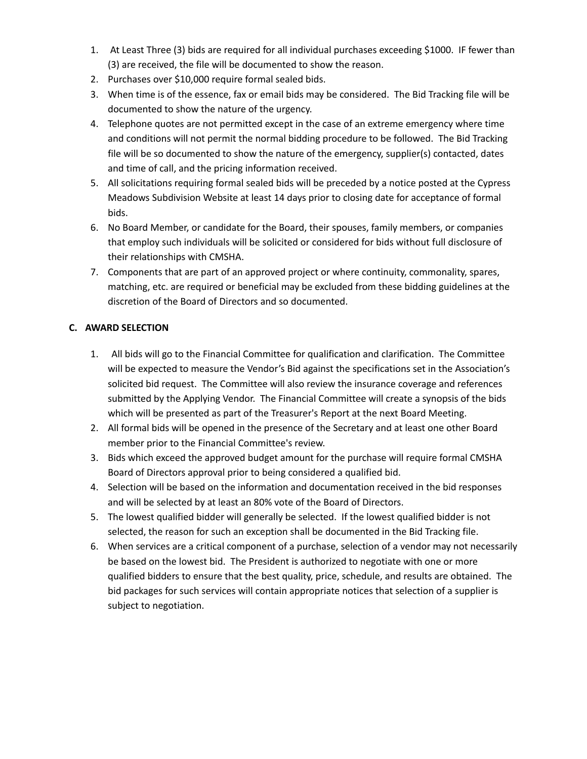1. At Least Three (3) bids are required for all individual purchases exceeding $1000. IF fewer than (3) are received, the file will be documented to show the reason.
2. Purchases over $10,000 require formal sealed bids.
3. When time is of the essence, fax or email bids may be considered. The Bid Tracking file will be documented to show the nature of the urgency.
4. Telephone quotes are not permitted except in the case of an extreme emergency where time and conditions will not permit the normal bidding procedure to be followed. The Bid Tracking file will be so documented to show the nature of the emergency, supplier(s) contacted, dates and time of call, and the pricing information received.
5. All solicitations requiring formal sealed bids will be preceded by a notice posted at the Cypress Meadows Subdivision Website at least 14 days prior to closing date for acceptance of formal bids.
6. No Board Member, or candidate for the Board, their spouses, family members, or companies that employ such individuals will be solicited or considered for bids without full disclosure of their relationships with CMSHA.
7. Components that are part of an approved project or where continuity, commonality, spares, matching, etc. are required or beneficial may be excluded from these bidding guidelines at the discretion of the Board of Directors and so documented.

**C. AWARD SELECTION**

1. All bids will go to the Financial Committee for qualification and clarification. The Committee will be expected to measure the Vendor's Bid against the specifications set in the Association's solicited bid request. The Committee will also review the insurance coverage and references submitted by the Applying Vendor. The Financial Committee will create a synopsis of the bids which will be presented as part of the Treasurer's Report at the next Board Meeting.
2. All formal bids will be opened in the presence of the Secretary and at least one other Board member prior to the Financial Committee's review.
3. Bids which exceed the approved budget amount for the purchase will require formal CMSHA Board of Directors approval prior to being considered a qualified bid.
4. Selection will be based on the information and documentation received in the bid responses and will be selected by at least an 80% vote of the Board of Directors.
5. The lowest qualified bidder will generally be selected. If the lowest qualified bidder is not selected, the reason for such an exception shall be documented in the Bid Tracking file.
6. When services are a critical component of a purchase, selection of a vendor may not necessarily be based on the lowest bid. The President is authorized to negotiate with one or more qualified bidders to ensure that the best quality, price, schedule, and results are obtained. The bid packages for such services will contain appropriate notices that selection of a supplier is subject to negotiation.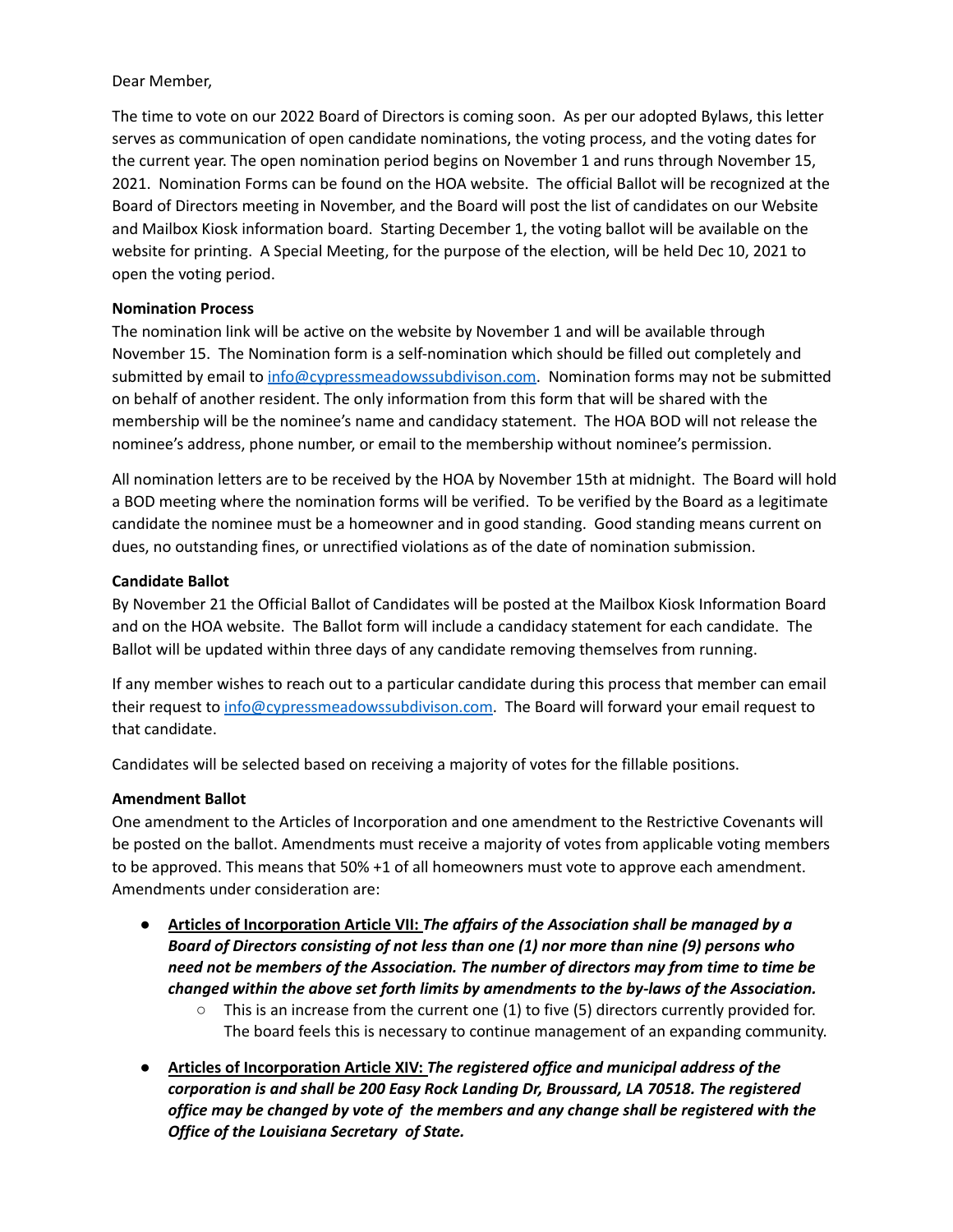Dear Member,

The time to vote on our 2022 Board of Directors is coming soon. As per our adopted Bylaws, this letter serves as communication of open candidate nominations, the voting process, and the voting dates for the current year. The open nomination period begins on November 1 and runs through November 15, 2021. Nomination Forms can be found on the HOA website. The official Ballot will be recognized at the Board of Directors meeting in November, and the Board will post the list of candidates on our Website and Mailbox Kiosk information board. Starting December 1, the voting ballot will be available on the website for printing. A Special Meeting, for the purpose of the election, will be held Dec 10, 2021 to open the voting period.

**Nomination Process**

The nomination link will be active on the website by November 1 and will be available through November 15. The Nomination form is a self-nomination which should be filled out completely and submitted by email to info@cypressmeadowssubdivison.com. Nomination forms may not be submitted on behalf of another resident. The only information from this form that will be shared with the membership will be the nominee's name and candidacy statement. The HOA BOD will not release the nominee's address, phone number, or email to the membership without nominee's permission.

All nomination letters are to be received by the HOA by November 15th at midnight. The Board will hold a BOD meeting where the nomination forms will be verified. To be verified by the Board as a legitimate candidate the nominee must be a homeowner and in good standing. Good standing means current on dues, no outstanding fines, or unrectified violations as of the date of nomination submission.

**Candidate Ballot**

By November 21 the Official Ballot of Candidates will be posted at the Mailbox Kiosk Information Board and on the HOA website. The Ballot form will include a candidacy statement for each candidate. The Ballot will be updated within three days of any candidate removing themselves from running.

If any member wishes to reach out to a particular candidate during this process that member can email their request to info@cypressmeadowssubdivison.com. The Board will forward your email request to that candidate.

Candidates will be selected based on receiving a majority of votes for the fillable positions.

**Amendment Ballot**

One amendment to the Articles of Incorporation and one amendment to the Restrictive Covenants will be posted on the ballot. Amendments must receive a majority of votes from applicable voting members to be approved. This means that 50% +1 of all homeowners must vote to approve each amendment. Amendments under consideration are:

- **Articles of Incorporation Article VII:** ***The affairs of the Association shall be managed by a Board of Directors consisting of not less than one (1) nor more than nine (9) persons who need not be members of the Association. The number of directors may from time to time be changed within the above set forth limits by amendments to the by-laws of the Association.***
  - This is an increase from the current one (1) to five (5) directors currently provided for. The board feels this is necessary to continue management of an expanding community.
- **Articles of Incorporation Article XIV:** ***The registered office and municipal address of the corporation is and shall be 200 Easy Rock Landing Dr, Broussard, LA 70518. The registered office may be changed by vote of the members and any change shall be registered with the Office of the Louisiana Secretary of State.***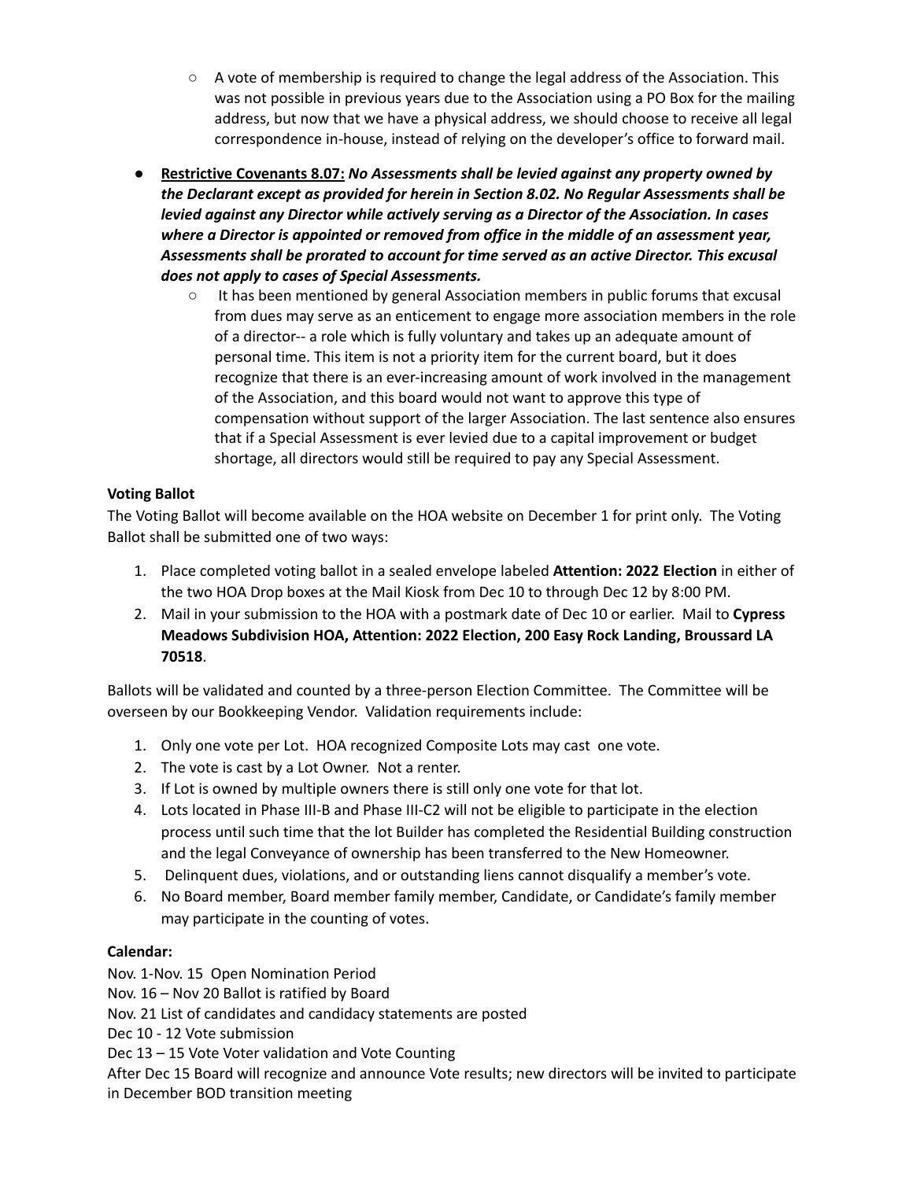- A vote of membership is required to change the legal address of the Association. This was not possible in previous years due to the Association using a PO Box for the mailing address, but now that we have a physical address, we should choose to receive all legal correspondence in-house, instead of relying on the developer's office to forward mail.

- **Restrictive Covenants 8.07:** ***No Assessments shall be levied against any property owned by the Declarant except as provided for herein in Section 8.02. No Regular Assessments shall be levied against any Director while actively serving as a Director of the Association. In cases where a Director is appointed or removed from office in the middle of an assessment year, Assessments shall be prorated to account for time served as an active Director. This excusal does not apply to cases of Special Assessments.***
  - It has been mentioned by general Association members in public forums that excusal from dues may serve as an enticement to engage more association members in the role of a director-- a role which is fully voluntary and takes up an adequate amount of personal time. This item is not a priority item for the current board, but it does recognize that there is an ever-increasing amount of work involved in the management of the Association, and this board would not want to approve this type of compensation without support of the larger Association. The last sentence also ensures that if a Special Assessment is ever levied due to a capital improvement or budget shortage, all directors would still be required to pay any Special Assessment.

**Voting Ballot**

The Voting Ballot will become available on the HOA website on December 1 for print only. The Voting Ballot shall be submitted one of two ways:

1. Place completed voting ballot in a sealed envelope labeled **Attention: 2022 Election** in either of the two HOA Drop boxes at the Mail Kiosk from Dec 10 to through Dec 12 by 8:00 PM.
2. Mail in your submission to the HOA with a postmark date of Dec 10 or earlier. Mail to **Cypress Meadows Subdivision HOA, Attention: 2022 Election, 200 Easy Rock Landing, Broussard LA 70518**.

Ballots will be validated and counted by a three-person Election Committee. The Committee will be overseen by our Bookkeeping Vendor. Validation requirements include:

1. Only one vote per Lot. HOA recognized Composite Lots may cast one vote.
2. The vote is cast by a Lot Owner. Not a renter.
3. If Lot is owned by multiple owners there is still only one vote for that lot.
4. Lots located in Phase III-B and Phase III-C2 will not be eligible to participate in the election process until such time that the lot Builder has completed the Residential Building construction and the legal Conveyance of ownership has been transferred to the New Homeowner.
5. Delinquent dues, violations, and or outstanding liens cannot disqualify a member's vote.
6. No Board member, Board member family member, Candidate, or Candidate's family member may participate in the counting of votes.

**Calendar:**

Nov. 1-Nov. 15 Open Nomination Period
Nov. 16 – Nov 20 Ballot is ratified by Board
Nov. 21 List of candidates and candidacy statements are posted
Dec 10 - 12 Vote submission
Dec 13 – 15 Vote Voter validation and Vote Counting
After Dec 15 Board will recognize and announce Vote results; new directors will be invited to participate in December BOD transition meeting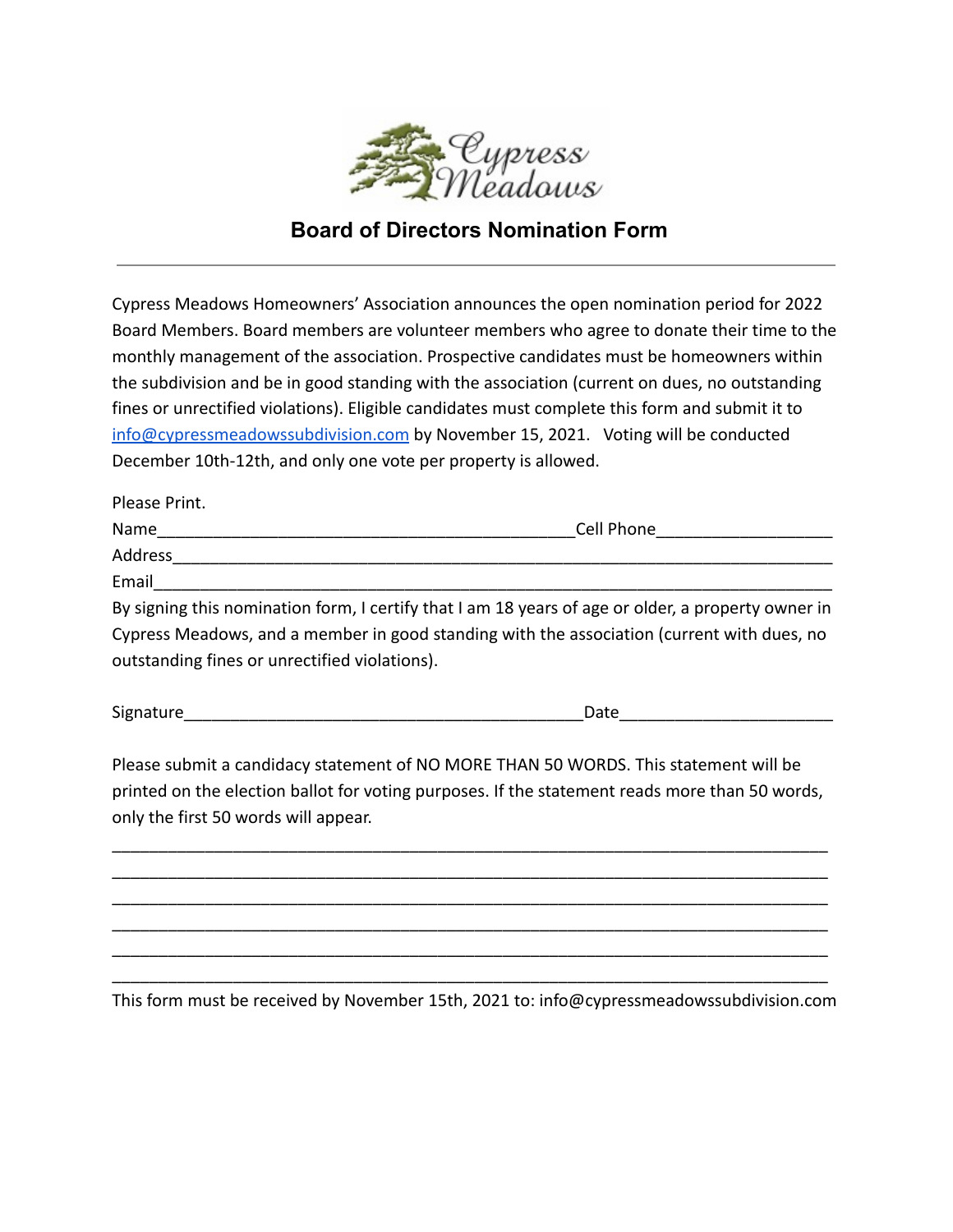Cypress Meadows

## Board of Directors Nomination Form

---

Cypress Meadows Homeowners' Association announces the open nomination period for 2022 Board Members. Board members are volunteer members who agree to donate their time to the monthly management of the association. Prospective candidates must be homeowners within the subdivision and be in good standing with the association (current on dues, no outstanding fines or unrectified violations). Eligible candidates must complete this form and submit it to info@cypressmeadowssubdivision.com by November 15, 2021. Voting will be conducted December 10th-12th, and only one vote per property is allowed.

Please Print.

Name_______________________________________________Cell Phone__________________

Address_________________________________________________________________________

Email___________________________________________________________________________

By signing this nomination form, I certify that I am 18 years of age or older, a property owner in Cypress Meadows, and a member in good standing with the association (current with dues, no outstanding fines or unrectified violations).

Signature_____________________________________________Date______________________

Please submit a candidacy statement of NO MORE THAN 50 WORDS. This statement will be printed on the election ballot for voting purposes. If the statement reads more than 50 words, only the first 50 words will appear.

________________________________________________________________________________

________________________________________________________________________________

________________________________________________________________________________

________________________________________________________________________________

________________________________________________________________________________

________________________________________________________________________________

This form must be received by November 15th, 2021 to: info@cypressmeadowssubdivision.com